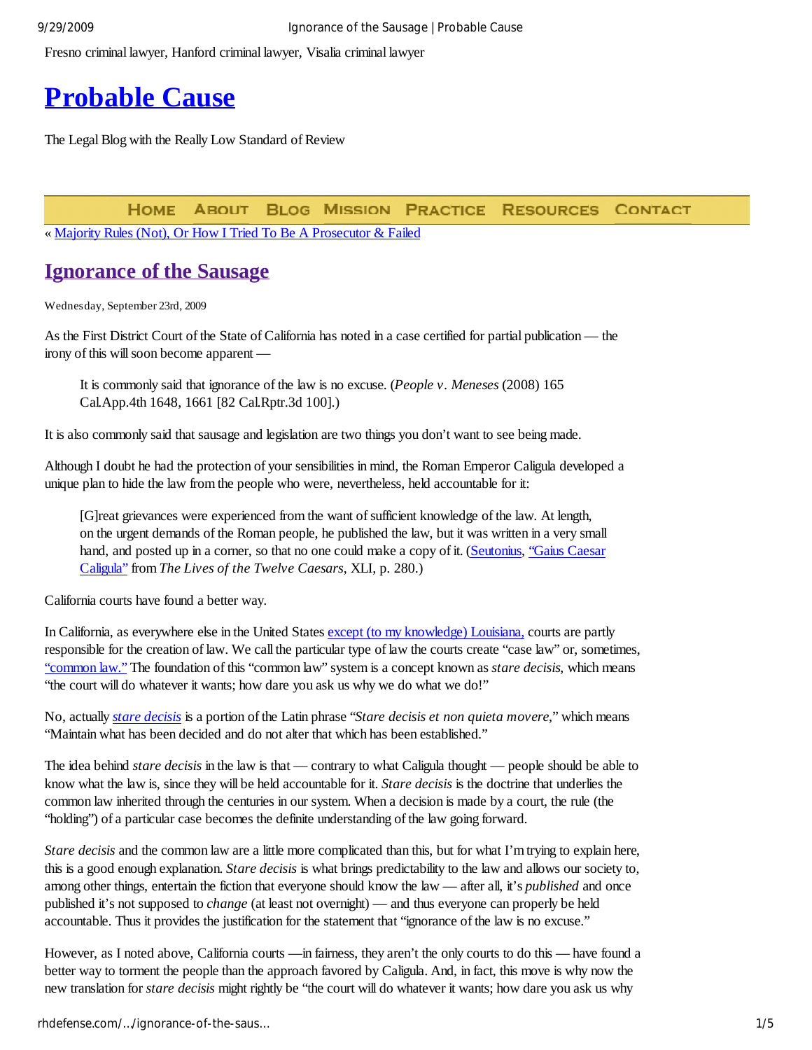Fresno criminal lawyer, Hanford criminal lawyer, Visalia criminal lawyer

# Probable Cause

The Legal Blog with the Really Low Standard of Review

HOME ABOUT BLOG MISSION PRACTICE RESOURCES CONTACT

« Majority Rules (Not), Or How I Tried To Be A Prosecutor & Failed

## Ignorance of the Sausage

Wednesday, September 23rd, 2009

As the First District Court of the State of California has noted in a case certified for partial publication — the irony of this will soon become apparent —

> It is commonly said that ignorance of the law is no excuse. (*People v. Meneses* (2008) 165 Cal.App.4th 1648, 1661 [82 Cal.Rptr.3d 100].)

It is also commonly said that sausage and legislation are two things you don't want to see being made.

Although I doubt he had the protection of your sensibilities in mind, the Roman Emperor Caligula developed a unique plan to hide the law from the people who were, nevertheless, held accountable for it:

> [G]reat grievances were experienced from the want of sufficient knowledge of the law. At length, on the urgent demands of the Roman people, he published the law, but it was written in a very small hand, and posted up in a corner, so that no one could make a copy of it. (Seutonius, "Gaius Caesar Caligula" from *The Lives of the Twelve Caesars*, XLI, p. 280.)

California courts have found a better way.

In California, as everywhere else in the United States except (to my knowledge) Louisiana, courts are partly responsible for the creation of law. We call the particular type of law the courts create "case law" or, sometimes, "common law." The foundation of this "common law" system is a concept known as *stare decisis*, which means "the court will do whatever it wants; how dare you ask us why we do what we do!"

No, actually *stare decisis* is a portion of the Latin phrase "*Stare decisis et non quieta movere*," which means "Maintain what has been decided and do not alter that which has been established."

The idea behind *stare decisis* in the law is that — contrary to what Caligula thought — people should be able to know what the law is, since they will be held accountable for it. *Stare decisis* is the doctrine that underlies the common law inherited through the centuries in our system. When a decision is made by a court, the rule (the "holding") of a particular case becomes the definite understanding of the law going forward.

*Stare decisis* and the common law are a little more complicated than this, but for what I'm trying to explain here, this is a good enough explanation. *Stare decisis* is what brings predictability to the law and allows our society to, among other things, entertain the fiction that everyone should know the law — after all, it's *published* and once published it's not supposed to *change* (at least not overnight) — and thus everyone can properly be held accountable. Thus it provides the justification for the statement that "ignorance of the law is no excuse."

However, as I noted above, California courts —in fairness, they aren't the only courts to do this — have found a better way to torment the people than the approach favored by Caligula. And, in fact, this move is why now the new translation for *stare decisis* might rightly be "the court will do whatever it wants; how dare you ask us why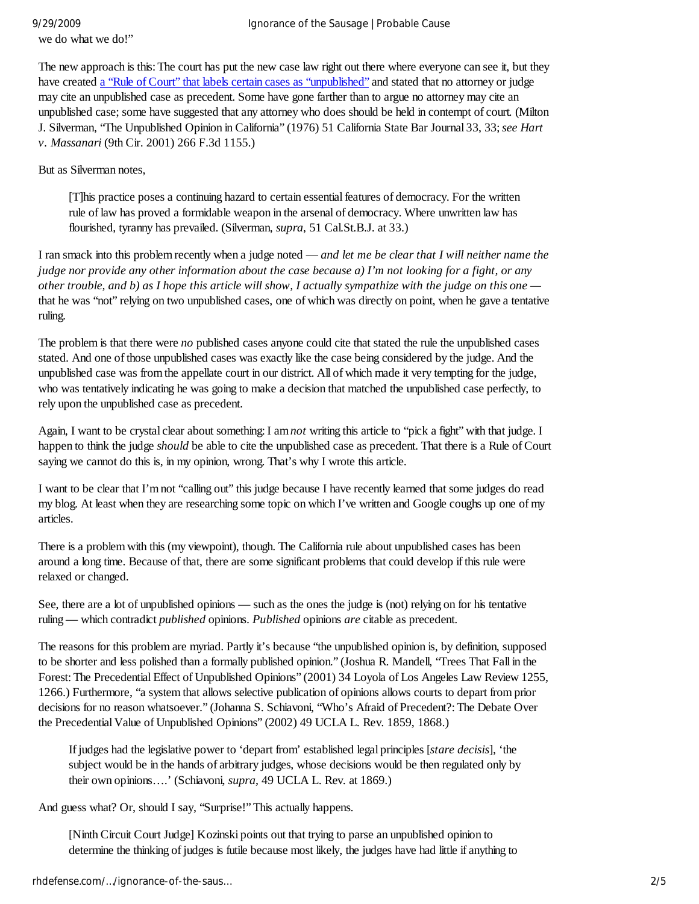we do what we do!"

The new approach is this: The court has put the new case law right out there where everyone can see it, but they have created [a "Rule of Court" that labels certain cases as "unpublished"](#) and stated that no attorney or judge may cite an unpublished case as precedent. Some have gone farther than to argue no attorney may cite an unpublished case; some have suggested that any attorney who does should be held in contempt of court. (Milton J. Silverman, "The Unpublished Opinion in California" (1976) 51 California State Bar Journal 33, 33; *see Hart v. Massanari* (9th Cir. 2001) 266 F.3d 1155.)

But as Silverman notes,

> [T]his practice poses a continuing hazard to certain essential features of democracy. For the written rule of law has proved a formidable weapon in the arsenal of democracy. Where unwritten law has flourished, tyranny has prevailed. (Silverman, *supra*, 51 Cal.St.B.J. at 33.)

I ran smack into this problem recently when a judge noted — *and let me be clear that I will neither name the judge nor provide any other information about the case because a) I'm not looking for a fight, or any other trouble, and b) as I hope this article will show, I actually sympathize with the judge on this one* — that he was "not" relying on two unpublished cases, one of which was directly on point, when he gave a tentative ruling.

The problem is that there were *no* published cases anyone could cite that stated the rule the unpublished cases stated. And one of those unpublished cases was exactly like the case being considered by the judge. And the unpublished case was from the appellate court in our district. All of which made it very tempting for the judge, who was tentatively indicating he was going to make a decision that matched the unpublished case perfectly, to rely upon the unpublished case as precedent.

Again, I want to be crystal clear about something: I am *not* writing this article to "pick a fight" with that judge. I happen to think the judge *should* be able to cite the unpublished case as precedent. That there is a Rule of Court saying we cannot do this is, in my opinion, wrong. That's why I wrote this article.

I want to be clear that I'm not "calling out" this judge because I have recently learned that some judges do read my blog. At least when they are researching some topic on which I've written and Google coughs up one of my articles.

There is a problem with this (my viewpoint), though. The California rule about unpublished cases has been around a long time. Because of that, there are some significant problems that could develop if this rule were relaxed or changed.

See, there are a lot of unpublished opinions — such as the ones the judge is (not) relying on for his tentative ruling — which contradict *published* opinions. *Published* opinions *are* citable as precedent.

The reasons for this problem are myriad. Partly it's because "the unpublished opinion is, by definition, supposed to be shorter and less polished than a formally published opinion." (Joshua R. Mandell, "Trees That Fall in the Forest: The Precedential Effect of Unpublished Opinions" (2001) 34 Loyola of Los Angeles Law Review 1255, 1266.) Furthermore, "a system that allows selective publication of opinions allows courts to depart from prior decisions for no reason whatsoever." (Johanna S. Schiavoni, "Who's Afraid of Precedent?: The Debate Over the Precedential Value of Unpublished Opinions" (2002) 49 UCLA L. Rev. 1859, 1868.)

> If judges had the legislative power to 'depart from' established legal principles [*stare decisis*], 'the subject would be in the hands of arbitrary judges, whose decisions would be then regulated only by their own opinions….' (Schiavoni, *supra*, 49 UCLA L. Rev. at 1869.)

And guess what? Or, should I say, "Surprise!" This actually happens.

> [Ninth Circuit Court Judge] Kozinski points out that trying to parse an unpublished opinion to determine the thinking of judges is futile because most likely, the judges have had little if anything to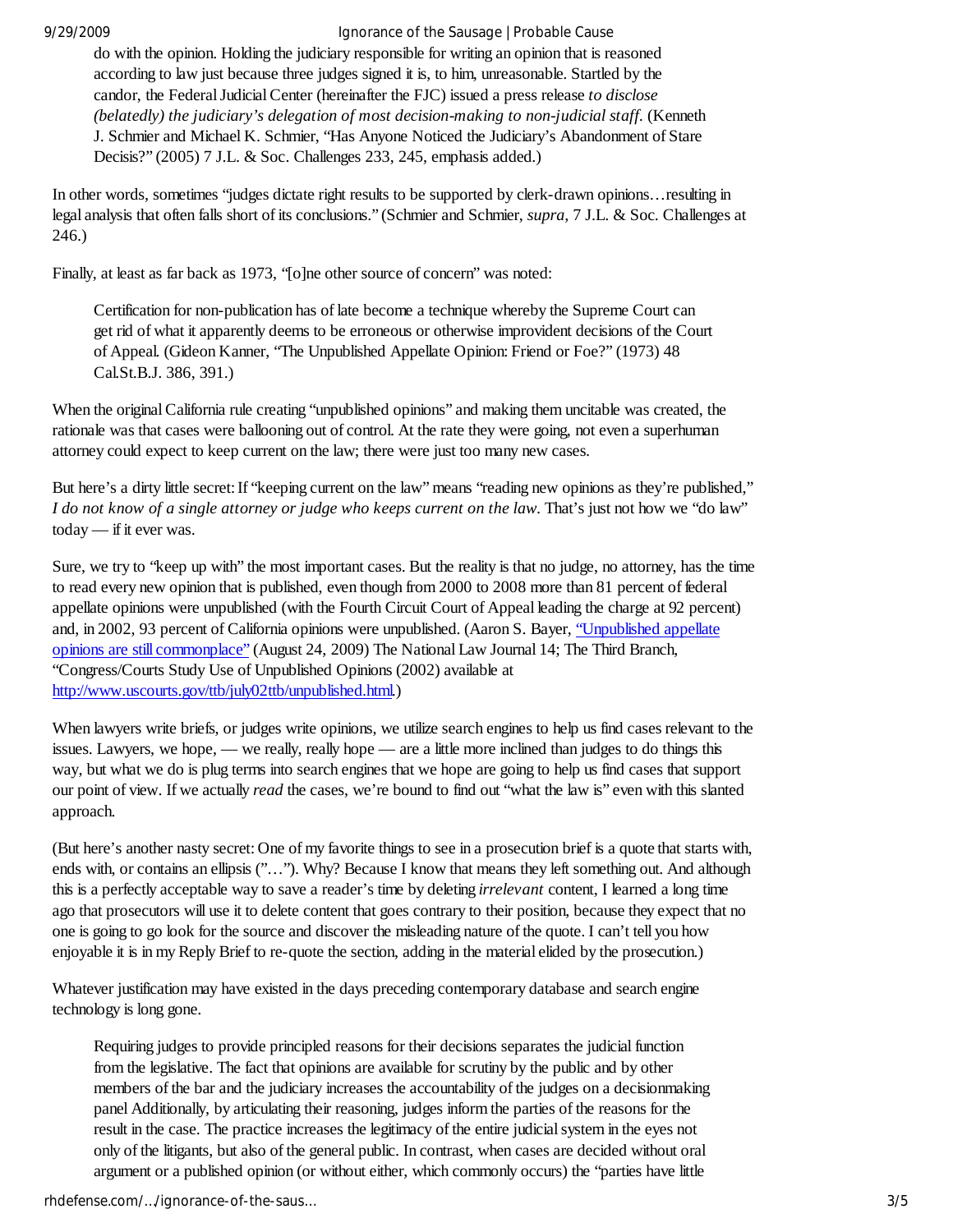> do with the opinion. Holding the judiciary responsible for writing an opinion that is reasoned according to law just because three judges signed it is, to him, unreasonable. Startled by the candor, the Federal Judicial Center (hereinafter the FJC) issued a press release *to disclose (belatedly) the judiciary's delegation of most decision-making to non-judicial staff.* (Kenneth J. Schmier and Michael K. Schmier, "Has Anyone Noticed the Judiciary's Abandonment of Stare Decisis?" (2005) 7 J.L. & Soc. Challenges 233, 245, emphasis added.)

In other words, sometimes "judges dictate right results to be supported by clerk-drawn opinions…resulting in legal analysis that often falls short of its conclusions." (Schmier and Schmier, *supra,* 7 J.L. & Soc. Challenges at 246.)

Finally, at least as far back as 1973, "[o]ne other source of concern" was noted:

> Certification for non-publication has of late become a technique whereby the Supreme Court can get rid of what it apparently deems to be erroneous or otherwise improvident decisions of the Court of Appeal. (Gideon Kanner, "The Unpublished Appellate Opinion: Friend or Foe?" (1973) 48 Cal.St.B.J. 386, 391.)

When the original California rule creating "unpublished opinions" and making them uncitable was created, the rationale was that cases were ballooning out of control. At the rate they were going, not even a superhuman attorney could expect to keep current on the law; there were just too many new cases.

But here's a dirty little secret: If "keeping current on the law" means "reading new opinions as they're published," *I do not know of a single attorney or judge who keeps current on the law.* That's just not how we "do law" today — if it ever was.

Sure, we try to "keep up with" the most important cases. But the reality is that no judge, no attorney, has the time to read every new opinion that is published, even though from 2000 to 2008 more than 81 percent of federal appellate opinions were unpublished (with the Fourth Circuit Court of Appeal leading the charge at 92 percent) and, in 2002, 93 percent of California opinions were unpublished. (Aaron S. Bayer, "Unpublished appellate opinions are still commonplace" (August 24, 2009) The National Law Journal 14; The Third Branch, "Congress/Courts Study Use of Unpublished Opinions (2002) available at http://www.uscourts.gov/ttb/july02ttb/unpublished.html.)

When lawyers write briefs, or judges write opinions, we utilize search engines to help us find cases relevant to the issues. Lawyers, we hope, — we really, really hope — are a little more inclined than judges to do things this way, but what we do is plug terms into search engines that we hope are going to help us find cases that support our point of view. If we actually *read* the cases, we're bound to find out "what the law is" even with this slanted approach.

(But here's another nasty secret: One of my favorite things to see in a prosecution brief is a quote that starts with, ends with, or contains an ellipsis ("…"). Why? Because I know that means they left something out. And although this is a perfectly acceptable way to save a reader's time by deleting *irrelevant* content, I learned a long time ago that prosecutors will use it to delete content that goes contrary to their position, because they expect that no one is going to go look for the source and discover the misleading nature of the quote. I can't tell you how enjoyable it is in my Reply Brief to re-quote the section, adding in the material elided by the prosecution.)

Whatever justification may have existed in the days preceding contemporary database and search engine technology is long gone.

> Requiring judges to provide principled reasons for their decisions separates the judicial function from the legislative. The fact that opinions are available for scrutiny by the public and by other members of the bar and the judiciary increases the accountability of the judges on a decisionmaking panel Additionally, by articulating their reasoning, judges inform the parties of the reasons for the result in the case. The practice increases the legitimacy of the entire judicial system in the eyes not only of the litigants, but also of the general public. In contrast, when cases are decided without oral argument or a published opinion (or without either, which commonly occurs) the "parties have little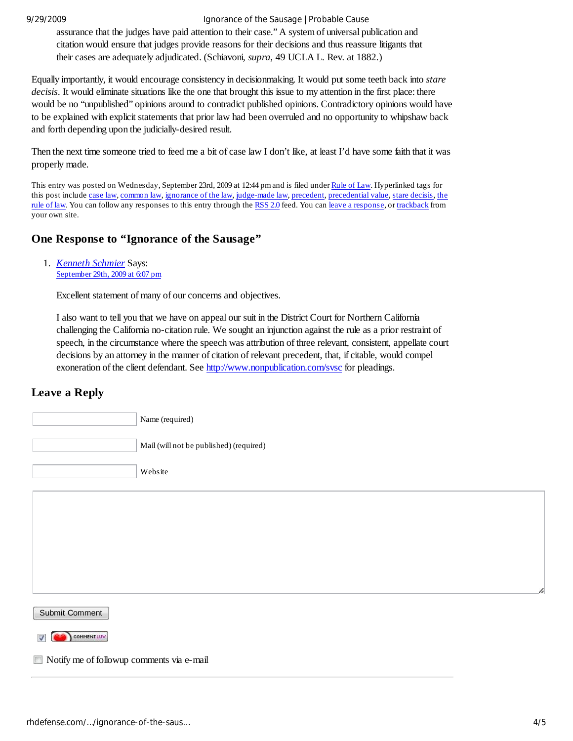assurance that the judges have paid attention to their case." A system of universal publication and citation would ensure that judges provide reasons for their decisions and thus reassure litigants that their cases are adequately adjudicated. (Schiavoni, *supra*, 49 UCLA L. Rev. at 1882.)

Equally importantly, it would encourage consistency in decisionmaking. It would put some teeth back into *stare decisis*. It would eliminate situations like the one that brought this issue to my attention in the first place: there would be no "unpublished" opinions around to contradict published opinions. Contradictory opinions would have to be explained with explicit statements that prior law had been overruled and no opportunity to whipshaw back and forth depending upon the judicially-desired result.

Then the next time someone tried to feed me a bit of case law I don't like, at least I'd have some faith that it was properly made.

This entry was posted on Wednesday, September 23rd, 2009 at 12:44 pm and is filed under Rule of Law. Hyperlinked tags for this post include case law, common law, ignorance of the law, judge-made law, precedent, precedential value, stare decisis, the rule of law. You can follow any responses to this entry through the RSS 2.0 feed. You can leave a response, or trackback from your own site.

## One Response to "Ignorance of the Sausage"

1. *Kenneth Schmier* Says:
   September 29th, 2009 at 6:07 pm

   Excellent statement of many of our concerns and objectives.

   I also want to tell you that we have on appeal our suit in the District Court for Northern California challenging the California no-citation rule. We sought an injunction against the rule as a prior restraint of speech, in the circumstance where the speech was attribution of three relevant, consistent, appellate court decisions by an attorney in the manner of citation of relevant precedent, that, if citable, would compel exoneration of the client defendant. See http://www.nonpublication.com/svsc for pleadings.

## Leave a Reply

Name (required)

Mail (will not be published) (required)

Website

Submit Comment

COMMENTLUV

Notify me of followup comments via e-mail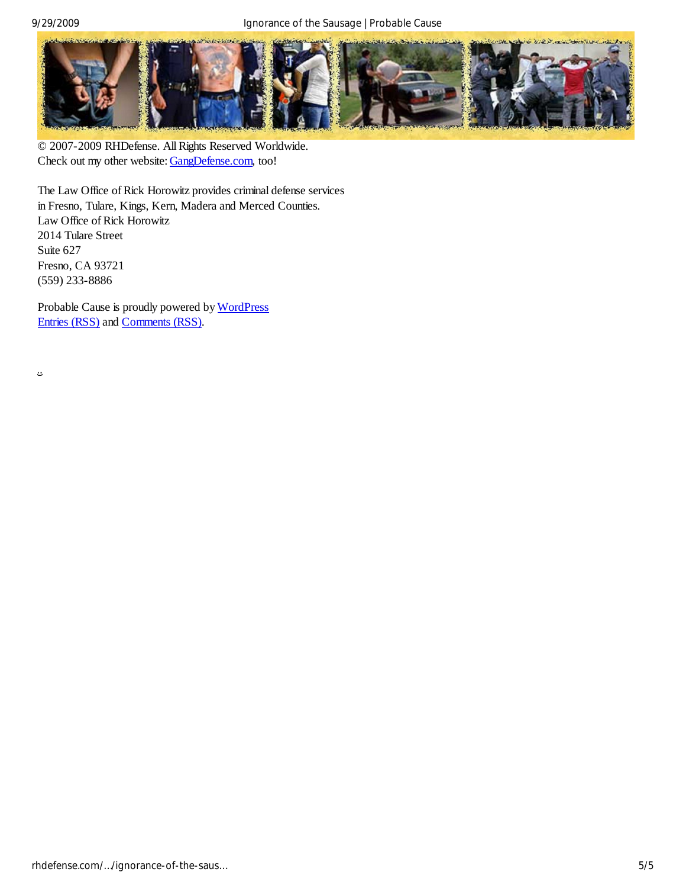© 2007-2009 RHDefense. All Rights Reserved Worldwide.
Check out my other website: [GangDefense.com](), too!

The Law Office of Rick Horowitz provides criminal defense services in Fresno, Tulare, Kings, Kern, Madera and Merced Counties.
Law Office of Rick Horowitz
2014 Tulare Street
Suite 627
Fresno, CA 93721
(559) 233-8886

Probable Cause is proudly powered by WordPress
Entries (RSS) and Comments (RSS).